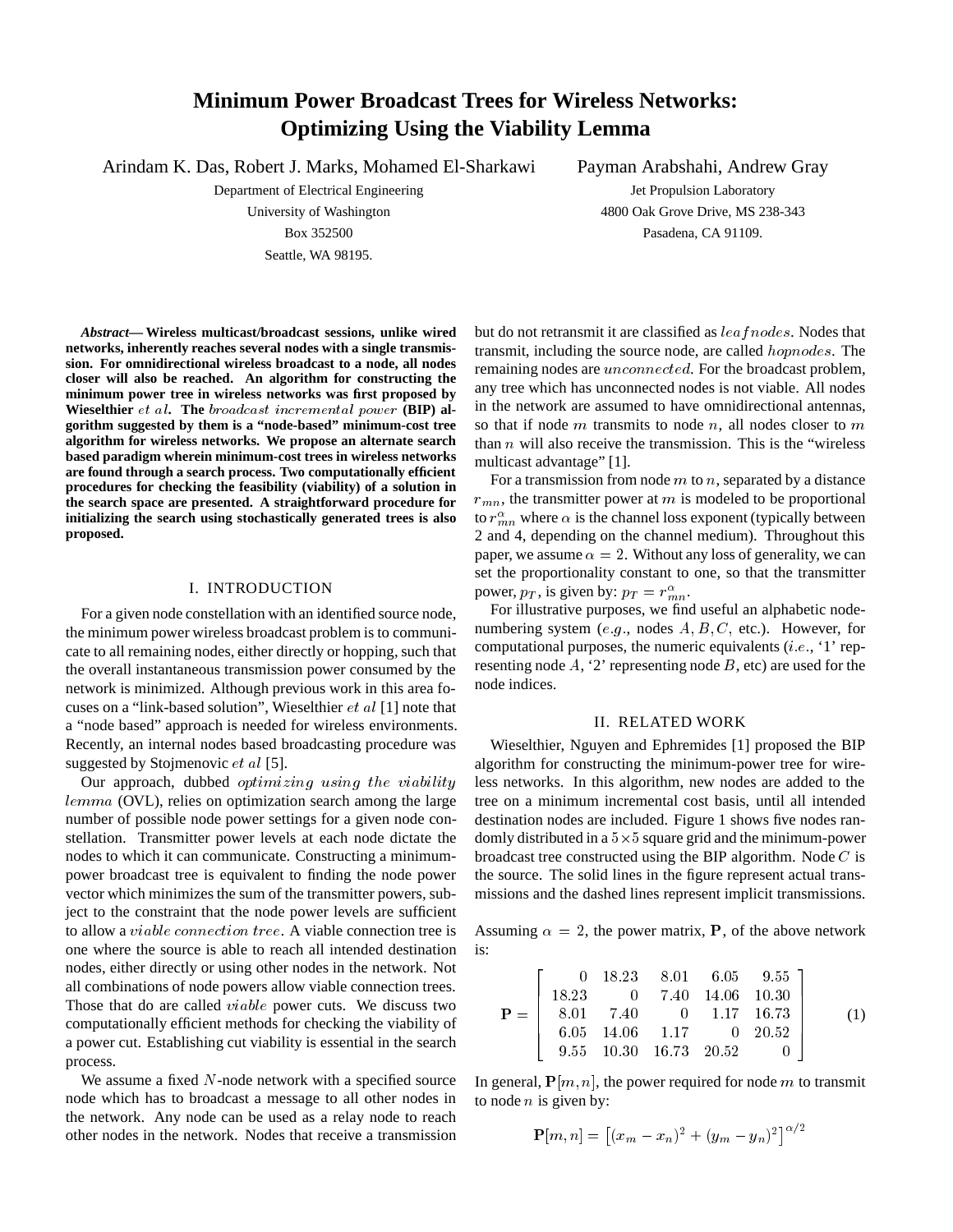# Minimum Power Broadcast Trees for Wireless Networks: Optimizing Using the Viability Lemma

Arindam K. Das, Robert J. Marks, Mohamed El-Sharkawi
Department of Electrical Engineering
University of Washington
Box 352500
Seattle, WA 98195.

Payman Arabshahi, Andrew Gray
Jet Propulsion Laboratory
4800 Oak Grove Drive, MS 238-343
Pasadena, CA 91109.

***Abstract*— Wireless multicast/broadcast sessions, unlike wired networks, inherently reaches several nodes with a single transmission. For omnidirectional wireless broadcast to a node, all nodes closer will also be reached. An algorithm for constructing the minimum power tree in wireless networks was first proposed by Wieselthier *et al*. The *broadcast incremental power* (BIP) algorithm suggested by them is a "node-based" minimum-cost tree algorithm for wireless networks. We propose an alternate search based paradigm wherein minimum-cost trees in wireless networks are found through a search process. Two computationally efficient procedures for checking the feasibility (viability) of a solution in the search space are presented. A straightforward procedure for initializing the search using stochastically generated trees is also proposed.**

## I. INTRODUCTION

For a given node constellation with an identified source node, the minimum power wireless broadcast problem is to communicate to all remaining nodes, either directly or hopping, such that the overall instantaneous transmission power consumed by the network is minimized. Although previous work in this area focuses on a "link-based solution", Wieselthier *et al* [1] note that a "node based" approach is needed for wireless environments. Recently, an internal nodes based broadcasting procedure was suggested by Stojmenovic *et al* [5].

Our approach, dubbed *optimizing using the viability lemma* (OVL), relies on optimization search among the large number of possible node power settings for a given node constellation. Transmitter power levels at each node dictate the nodes to which it can communicate. Constructing a minimum-power broadcast tree is equivalent to finding the node power vector which minimizes the sum of the transmitter powers, subject to the constraint that the node power levels are sufficient to allow a *viable connection tree*. A viable connection tree is one where the source is able to reach all intended destination nodes, either directly or using other nodes in the network. Not all combinations of node powers allow viable connection trees. Those that do are called *viable* power cuts. We discuss two computationally efficient methods for checking the viability of a power cut. Establishing cut viability is essential in the search process.

We assume a fixed $N$-node network with a specified source node which has to broadcast a message to all other nodes in the network. Any node can be used as a relay node to reach other nodes in the network. Nodes that receive a transmission but do not retransmit it are classified as *leaf nodes*. Nodes that transmit, including the source node, are called *hop nodes*. The remaining nodes are *unconnected*. For the broadcast problem, any tree which has unconnected nodes is not viable. All nodes in the network are assumed to have omnidirectional antennas, so that if node $m$ transmits to node $n$, all nodes closer to $m$ than $n$ will also receive the transmission. This is the "wireless multicast advantage" [1].

For a transmission from node $m$ to $n$, separated by a distance $r_{mn}$, the transmitter power at $m$ is modeled to be proportional to $r_{mn}^{\alpha}$ where $\alpha$ is the channel loss exponent (typically between 2 and 4, depending on the channel medium). Throughout this paper, we assume $\alpha = 2$. Without any loss of generality, we can set the proportionality constant to one, so that the transmitter power, $p_T$, is given by: $p_T = r_{mn}^{\alpha}$.

For illustrative purposes, we find useful an alphabetic node-numbering system (*e.g.*, nodes $A, B, C$, etc.). However, for computational purposes, the numeric equivalents (*i.e.*, '1' representing node $A$, '2' representing node $B$, etc) are used for the node indices.

## II. RELATED WORK

Wieselthier, Nguyen and Ephremides [1] proposed the BIP algorithm for constructing the minimum-power tree for wireless networks. In this algorithm, new nodes are added to the tree on a minimum incremental cost basis, until all intended destination nodes are included. Figure 1 shows five nodes randomly distributed in a $5 \times 5$ square grid and the minimum-power broadcast tree constructed using the BIP algorithm. Node $C$ is the source. The solid lines in the figure represent actual transmissions and the dashed lines represent implicit transmissions.

Assuming $\alpha = 2$, the power matrix, $\mathbf{P}$, of the above network is:

$$\mathbf{P} = \begin{bmatrix} 0 & 18.23 & 8.01 & 6.05 & 9.55 \\ 18.23 & 0 & 7.40 & 14.06 & 10.30 \\ 8.01 & 7.40 & 0 & 1.17 & 16.73 \\ 6.05 & 14.06 & 1.17 & 0 & 20.52 \\ 9.55 & 10.30 & 16.73 & 20.52 & 0 \end{bmatrix} \tag{1}$$

In general, $\mathbf{P}[m, n]$, the power required for node $m$ to transmit to node $n$ is given by:

$$\mathbf{P}[m, n] = \left[ (x_m - x_n)^2 + (y_m - y_n)^2 \right]^{\alpha/2}$$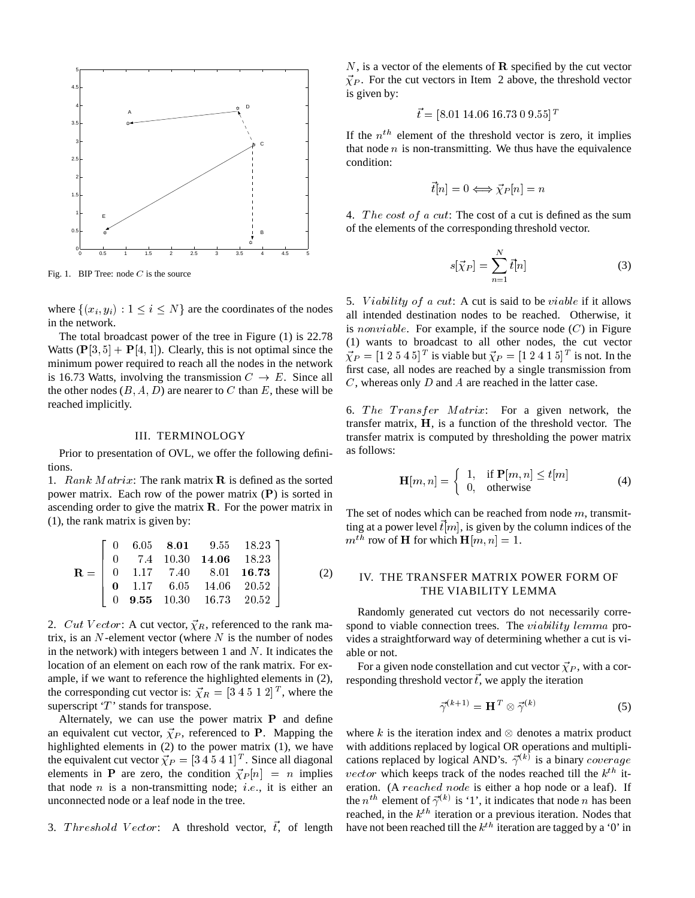Fig. 1. BIP Tree: node $C$ is the source

where $\{(x_i, y_i) : 1 \leq i \leq N\}$ are the coordinates of the nodes in the network.

The total broadcast power of the tree in Figure (1) is 22.78 Watts ($\mathbf{P}[3,5] + \mathbf{P}[4,1]$). Clearly, this is not optimal since the minimum power required to reach all the nodes in the network is 16.73 Watts, involving the transmission $C \rightarrow E$. Since all the other nodes ($B, A, D$) are nearer to $C$ than $E$, these will be reached implicitly.

## III. TERMINOLOGY

Prior to presentation of OVL, we offer the following definitions.

1. *Rank Matrix*: The rank matrix $\mathbf{R}$ is defined as the sorted power matrix. Each row of the power matrix ($\mathbf{P}$) is sorted in ascending order to give the matrix $\mathbf{R}$. For the power matrix in (1), the rank matrix is given by:

$$\mathbf{R} = \begin{bmatrix} 0 & 6.05 & \mathbf{8.01} & 9.55 & 18.23 \\ 0 & 7.4 & 10.30 & \mathbf{14.06} & 18.23 \\ 0 & 1.17 & 7.40 & 8.01 & \mathbf{16.73} \\ \mathbf{0} & 1.17 & 6.05 & 14.06 & 20.52 \\ 0 & \mathbf{9.55} & 10.30 & 16.73 & 20.52 \end{bmatrix} \quad (2)$$

2. *Cut Vector*: A cut vector, $\vec{\chi}_R$, referenced to the rank matrix, is an $N$-element vector (where $N$ is the number of nodes in the network) with integers between 1 and $N$. It indicates the location of an element on each row of the rank matrix. For example, if we want to reference the highlighted elements in (2), the corresponding cut vector is: $\vec{\chi}_R = [3\ 4\ 5\ 1\ 2]^T$, where the superscript '$T$' stands for transpose.

Alternately, we can use the power matrix $\mathbf{P}$ and define an equivalent cut vector, $\vec{\chi}_P$, referenced to $\mathbf{P}$. Mapping the highlighted elements in (2) to the power matrix (1), we have the equivalent cut vector $\vec{\chi}_P = [3\ 4\ 5\ 4\ 1]^T$. Since all diagonal elements in $\mathbf{P}$ are zero, the condition $\vec{\chi}_P[n] = n$ implies that node $n$ is a non-transmitting node; *i.e.*, it is either an unconnected node or a leaf node in the tree.

3. *Threshold Vector*: A threshold vector, $\vec{t}$, of length $N$, is a vector of the elements of $\mathbf{R}$ specified by the cut vector $\vec{\chi}_P$. For the cut vectors in Item 2 above, the threshold vector is given by:

$$\vec{t} = [8.01\ 14.06\ 16.73\ 0\ 9.55]^T$$

If the $n^{th}$ element of the threshold vector is zero, it implies that node $n$ is non-transmitting. We thus have the equivalence condition:

$$\vec{t}[n] = 0 \Longleftrightarrow \vec{\chi}_P[n] = n$$

4. *The cost of a cut*: The cost of a cut is defined as the sum of the elements of the corresponding threshold vector.

$$s[\vec{\chi}_P] = \sum_{n=1}^{N} \vec{t}[n] \quad (3)$$

5. *Viability of a cut*: A cut is said to be *viable* if it allows all intended destination nodes to be reached. Otherwise, it is *nonviable*. For example, if the source node ($C$) in Figure (1) wants to broadcast to all other nodes, the cut vector $\vec{\chi}_P = [1\ 2\ 5\ 4\ 5]^T$ is viable but $\vec{\chi}_P = [1\ 2\ 4\ 1\ 5]^T$ is not. In the first case, all nodes are reached by a single transmission from $C$, whereas only $D$ and $A$ are reached in the latter case.

6. *The Transfer Matrix*: For a given network, the transfer matrix, $\mathbf{H}$, is a function of the threshold vector. The transfer matrix is computed by thresholding the power matrix as follows:

$$\mathbf{H}[m,n] = \begin{cases} 1, & \text{if } \mathbf{P}[m,n] \leq t[m] \\ 0, & \text{otherwise} \end{cases} \quad (4)$$

The set of nodes which can be reached from node $m$, transmitting at a power level $\vec{t}[m]$, is given by the column indices of the $m^{th}$ row of $\mathbf{H}$ for which $\mathbf{H}[m,n] = 1$.

## IV. THE TRANSFER MATRIX POWER FORM OF THE VIABILITY LEMMA

Randomly generated cut vectors do not necessarily correspond to viable connection trees. The *viability lemma* provides a straightforward way of determining whether a cut is viable or not.

For a given node constellation and cut vector $\vec{\chi}_P$, with a corresponding threshold vector $\vec{t}$, we apply the iteration

$$\vec{\gamma}^{(k+1)} = \mathbf{H}^T \otimes \vec{\gamma}^{(k)} \quad (5)$$

where $k$ is the iteration index and $\otimes$ denotes a matrix product with additions replaced by logical OR operations and multiplications replaced by logical AND's. $\vec{\gamma}^{(k)}$ is a binary *coverage vector* which keeps track of the nodes reached till the $k^{th}$ iteration. (A *reached node* is either a hop node or a leaf). If the $n^{th}$ element of $\vec{\gamma}^{(k)}$ is '1', it indicates that node $n$ has been reached, in the $k^{th}$ iteration or a previous iteration. Nodes that have not been reached till the $k^{th}$ iteration are tagged by a '0' in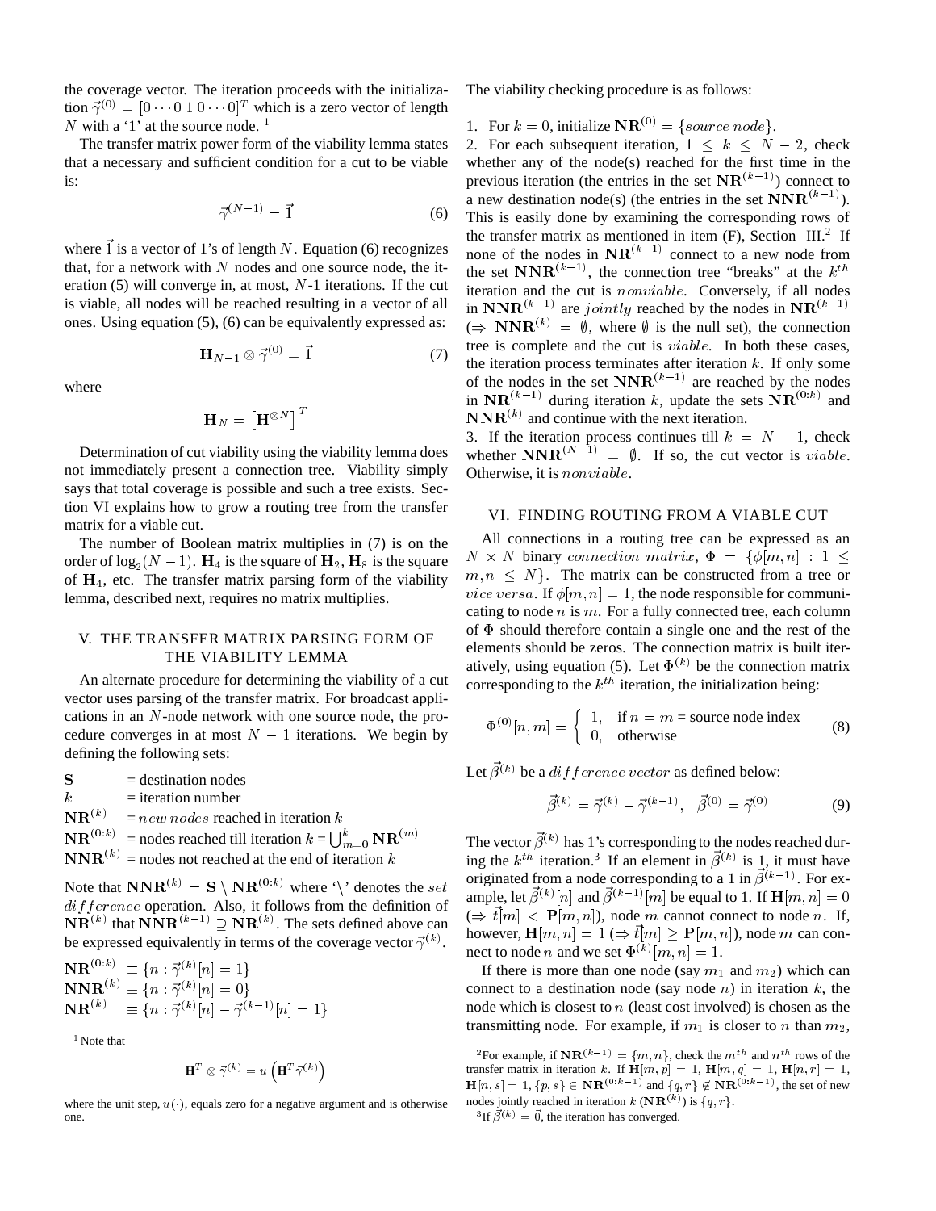the coverage vector. The iteration proceeds with the initialization $\vec{\gamma}^{(0)} = [0 \cdots 0\ 1\ 0 \cdots 0]^T$ which is a zero vector of length $N$ with a '1' at the source node. [1]

The transfer matrix power form of the viability lemma states that a necessary and sufficient condition for a cut to be viable is:

$$\vec{\gamma}^{(N-1)} = \vec{1} \tag{6}$$

where $\vec{1}$ is a vector of 1's of length $N$. Equation (6) recognizes that, for a network with $N$ nodes and one source node, the iteration (5) will converge in, at most, $N$-1 iterations. If the cut is viable, all nodes will be reached resulting in a vector of all ones. Using equation (5), (6) can be equivalently expressed as:

$$\mathbf{H}_{N-1} \otimes \vec{\gamma}^{(0)} = \vec{1} \tag{7}$$

where

$$\mathbf{H}_N = \left[\mathbf{H}^{\otimes N}\right]^T$$

Determination of cut viability using the viability lemma does not immediately present a connection tree. Viability simply says that total coverage is possible and such a tree exists. Section VI explains how to grow a routing tree from the transfer matrix for a viable cut.

The number of Boolean matrix multiplies in (7) is on the order of $\log_2(N-1)$. $\mathbf{H}_4$ is the square of $\mathbf{H}_2$, $\mathbf{H}_8$ is the square of $\mathbf{H}_4$, etc. The transfer matrix parsing form of the viability lemma, described next, requires no matrix multiplies.

## V. THE TRANSFER MATRIX PARSING FORM OF THE VIABILITY LEMMA

An alternate procedure for determining the viability of a cut vector uses parsing of the transfer matrix. For broadcast applications in an $N$-node network with one source node, the procedure converges in at most $N-1$ iterations. We begin by defining the following sets:

- $\mathbf{S}$ = destination nodes
- $k$ = iteration number
- $\mathbf{NR}^{(k)}$ = *new nodes* reached in iteration $k$
- $\mathbf{NR}^{(0:k)}$ = nodes reached till iteration $k = \bigcup_{m=0}^{k} \mathbf{NR}^{(m)}$
- $\mathbf{NNR}^{(k)}$ = nodes not reached at the end of iteration $k$

Note that $\mathbf{NNR}^{(k)} = \mathbf{S} \setminus \mathbf{NR}^{(0:k)}$ where '\' denotes the *set difference* operation. Also, it follows from the definition of $\mathbf{NR}^{(k)}$ that $\mathbf{NNR}^{(k-1)} \supseteq \mathbf{NR}^{(k)}$. The sets defined above can be expressed equivalently in terms of the coverage vector $\vec{\gamma}^{(k)}$.

$$\mathbf{NR}^{(0:k)} \equiv \{n : \vec{\gamma}^{(k)}[n] = 1\}$$
$$\mathbf{NNR}^{(k)} \equiv \{n : \vec{\gamma}^{(k)}[n] = 0\}$$
$$\mathbf{NR}^{(k)} \equiv \{n : \vec{\gamma}^{(k)}[n] - \vec{\gamma}^{(k-1)}[n] = 1\}$$

The viability checking procedure is as follows:

1. For $k = 0$, initialize $\mathbf{NR}^{(0)} = \{source\ node\}$.
2. For each subsequent iteration, $1 \le k \le N-2$, check whether any of the node(s) reached for the first time in the previous iteration (the entries in the set $\mathbf{NR}^{(k-1)}$) connect to a new destination node(s) (the entries in the set $\mathbf{NNR}^{(k-1)}$). This is easily done by examining the corresponding rows of the transfer matrix as mentioned in item (F), Section III.[2] If none of the nodes in $\mathbf{NR}^{(k-1)}$ connect to a new node from the set $\mathbf{NNR}^{(k-1)}$, the connection tree "breaks" at the $k^{th}$ iteration and the cut is *nonviable*. Conversely, if all nodes in $\mathbf{NNR}^{(k-1)}$ are *jointly* reached by the nodes in $\mathbf{NR}^{(k-1)}$ ($\Rightarrow$ $\mathbf{NNR}^{(k)} = \emptyset$, where $\emptyset$ is the null set), the connection tree is complete and the cut is *viable*. In both these cases, the iteration process terminates after iteration $k$. If only some of the nodes in the set $\mathbf{NNR}^{(k-1)}$ are reached by the nodes in $\mathbf{NR}^{(k-1)}$ during iteration $k$, update the sets $\mathbf{NR}^{(0:k)}$ and $\mathbf{NNR}^{(k)}$ and continue with the next iteration.
3. If the iteration process continues till $k = N-1$, check whether $\mathbf{NNR}^{(N-1)} = \emptyset$. If so, the cut vector is *viable*. Otherwise, it is *nonviable*.

## VI. FINDING ROUTING FROM A VIABLE CUT

All connections in a routing tree can be expressed as an $N \times N$ binary *connection matrix*, $\Phi = \{\phi[m,n] : 1 \le m,n \le N\}$. The matrix can be constructed from a tree or *vice versa*. If $\phi[m,n] = 1$, the node responsible for communicating to node $n$ is $m$. For a fully connected tree, each column of $\Phi$ should therefore contain a single one and the rest of the elements should be zeros. The connection matrix is built iteratively, using equation (5). Let $\Phi^{(k)}$ be the connection matrix corresponding to the $k^{th}$ iteration, the initialization being:

$$\Phi^{(0)}[n,m] = \begin{cases} 1, & \text{if } n = m = \text{source node index} \\ 0, & \text{otherwise} \end{cases} \tag{8}$$

Let $\vec{\beta}^{(k)}$ be a *difference vector* as defined below:

$$\vec{\beta}^{(k)} = \vec{\gamma}^{(k)} - \vec{\gamma}^{(k-1)}, \quad \vec{\beta}^{(0)} = \vec{\gamma}^{(0)} \tag{9}$$

The vector $\vec{\beta}^{(k)}$ has 1's corresponding to the nodes reached during the $k^{th}$ iteration.[3] If an element in $\vec{\beta}^{(k)}$ is 1, it must have originated from a node corresponding to a 1 in $\vec{\beta}^{(k-1)}$. For example, let $\vec{\beta}^{(k)}[n]$ and $\vec{\beta}^{(k-1)}[m]$ be equal to 1. If $\mathbf{H}[m,n] = 0$ ($\Rightarrow \vec{t}[m] < \mathbf{P}[m,n]$), node $m$ cannot connect to node $n$. If, however, $\mathbf{H}[m,n] = 1$ ($\Rightarrow \vec{t}[m] \ge \mathbf{P}[m,n]$), node $m$ can connect to node $n$ and we set $\Phi^{(k)}[m,n] = 1$.

If there is more than one node (say $m_1$ and $m_2$) which can connect to a destination node (say node $n$) in iteration $k$, the node which is closest to $n$ (least cost involved) is chosen as the transmitting node. For example, if $m_1$ is closer to $n$ than $m_2$,

[1] Note that

$$\mathbf{H}^T \otimes \vec{\gamma}^{(k)} = u\left(\mathbf{H}^T \vec{\gamma}^{(k)}\right)$$

where the unit step, $u(\cdot)$, equals zero for a negative argument and is otherwise one.

[2] For example, if $\mathbf{NR}^{(k-1)} = \{m, n\}$, check the $m^{th}$ and $n^{th}$ rows of the transfer matrix in iteration $k$. If $\mathbf{H}[m,p] = 1$, $\mathbf{H}[m,q] = 1$, $\mathbf{H}[n,r] = 1$, $\mathbf{H}[n,s] = 1$, $\{p,s\} \in \mathbf{NR}^{(0:k-1)}$ and $\{q,r\} \notin \mathbf{NR}^{(0:k-1)}$, the set of new nodes jointly reached in iteration $k$ ($\mathbf{NR}^{(k)}$) is $\{q,r\}$.

[3] If $\vec{\beta}^{(k)} = \vec{0}$, the iteration has converged.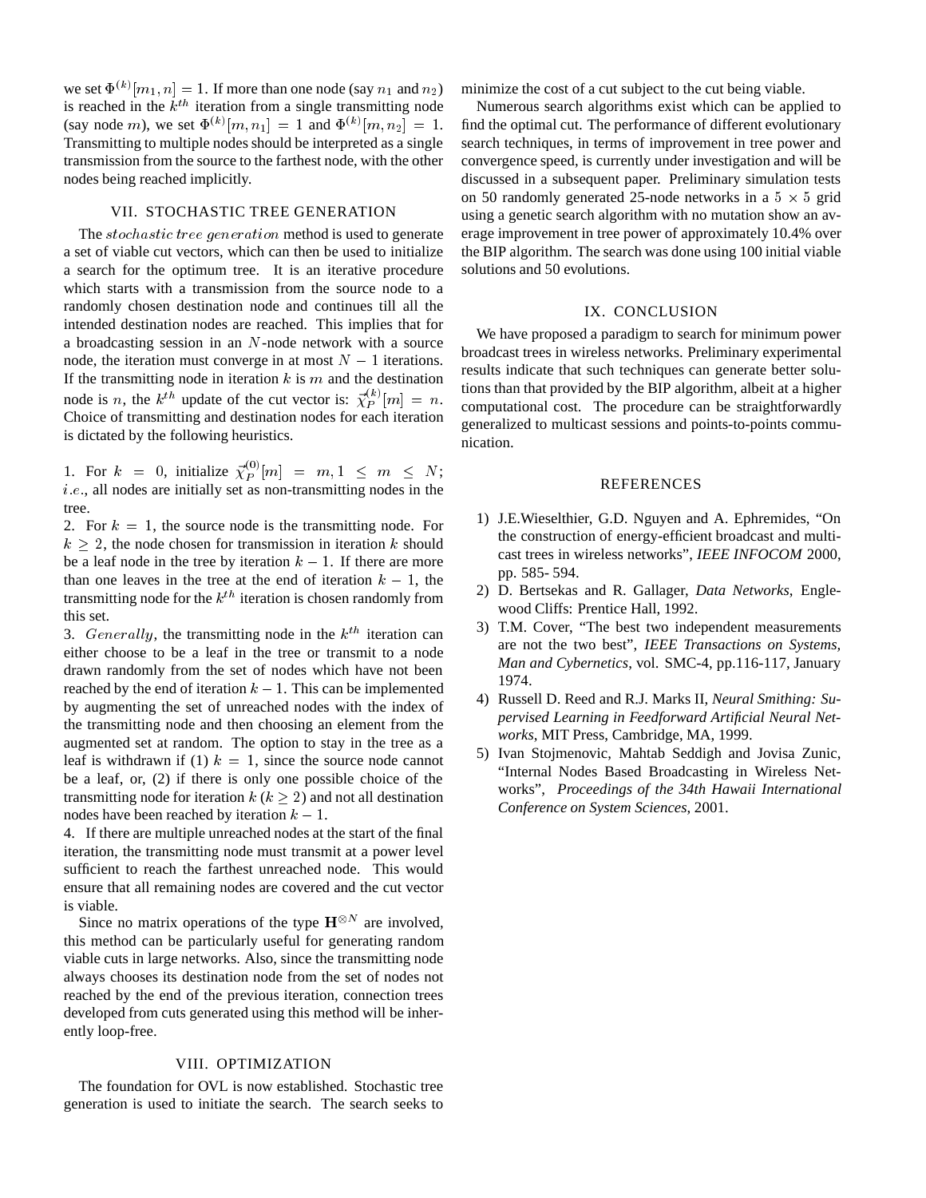we set $\Phi^{(k)}[m_1, n] = 1$. If more than one node (say $n_1$ and $n_2$) is reached in the $k^{th}$ iteration from a single transmitting node (say node $m$), we set $\Phi^{(k)}[m, n_1] = 1$ and $\Phi^{(k)}[m, n_2] = 1$. Transmitting to multiple nodes should be interpreted as a single transmission from the source to the farthest node, with the other nodes being reached implicitly.

## VII. Stochastic Tree Generation

The *stochastic tree generation* method is used to generate a set of viable cut vectors, which can then be used to initialize a search for the optimum tree. It is an iterative procedure which starts with a transmission from the source node to a randomly chosen destination node and continues till all the intended destination nodes are reached. This implies that for a broadcasting session in an $N$-node network with a source node, the iteration must converge in at most $N - 1$ iterations. If the transmitting node in iteration $k$ is $m$ and the destination node is $n$, the $k^{th}$ update of the cut vector is: $\vec{\chi}_P^{(k)}[m] = n$. Choice of transmitting and destination nodes for each iteration is dictated by the following heuristics.

1. For $k = 0$, initialize $\vec{\chi}_P^{(0)}[m] = m, 1 \leq m \leq N$; *i.e.*, all nodes are initially set as non-transmitting nodes in the tree.
2. For $k = 1$, the source node is the transmitting node. For $k \geq 2$, the node chosen for transmission in iteration $k$ should be a leaf node in the tree by iteration $k - 1$. If there are more than one leaves in the tree at the end of iteration $k - 1$, the transmitting node for the $k^{th}$ iteration is chosen randomly from this set.
3. *Generally*, the transmitting node in the $k^{th}$ iteration can either choose to be a leaf in the tree or transmit to a node drawn randomly from the set of nodes which have not been reached by the end of iteration $k - 1$. This can be implemented by augmenting the set of unreached nodes with the index of the transmitting node and then choosing an element from the augmented set at random. The option to stay in the tree as a leaf is withdrawn if (1) $k = 1$, since the source node cannot be a leaf, or, (2) if there is only one possible choice of the transmitting node for iteration $k$ ($k \geq 2$) and not all destination nodes have been reached by iteration $k - 1$.
4. If there are multiple unreached nodes at the start of the final iteration, the transmitting node must transmit at a power level sufficient to reach the farthest unreached node. This would ensure that all remaining nodes are covered and the cut vector is viable.

Since no matrix operations of the type $\mathbf{H}^{\otimes N}$ are involved, this method can be particularly useful for generating random viable cuts in large networks. Also, since the transmitting node always chooses its destination node from the set of nodes not reached by the end of the previous iteration, connection trees developed from cuts generated using this method will be inherently loop-free.

## VIII. Optimization

The foundation for OVL is now established. Stochastic tree generation is used to initiate the search. The search seeks to minimize the cost of a cut subject to the cut being viable.

Numerous search algorithms exist which can be applied to find the optimal cut. The performance of different evolutionary search techniques, in terms of improvement in tree power and convergence speed, is currently under investigation and will be discussed in a subsequent paper. Preliminary simulation tests on 50 randomly generated 25-node networks in a $5 \times 5$ grid using a genetic search algorithm with no mutation show an average improvement in tree power of approximately 10.4% over the BIP algorithm. The search was done using 100 initial viable solutions and 50 evolutions.

## IX. Conclusion

We have proposed a paradigm to search for minimum power broadcast trees in wireless networks. Preliminary experimental results indicate that such techniques can generate better solutions than that provided by the BIP algorithm, albeit at a higher computational cost. The procedure can be straightforwardly generalized to multicast sessions and points-to-points communication.

## References

1) J.E.Wieselthier, G.D. Nguyen and A. Ephremides, "On the construction of energy-efficient broadcast and multicast trees in wireless networks", *IEEE INFOCOM* 2000, pp. 585- 594.
2) D. Bertsekas and R. Gallager, *Data Networks*, Englewood Cliffs: Prentice Hall, 1992.
3) T.M. Cover, "The best two independent measurements are not the two best", *IEEE Transactions on Systems, Man and Cybernetics*, vol. SMC-4, pp.116-117, January 1974.
4) Russell D. Reed and R.J. Marks II, *Neural Smithing: Supervised Learning in Feedforward Artificial Neural Networks*, MIT Press, Cambridge, MA, 1999.
5) Ivan Stojmenovic, Mahtab Seddigh and Jovisa Zunic, "Internal Nodes Based Broadcasting in Wireless Networks", *Proceedings of the 34th Hawaii International Conference on System Sciences*, 2001.